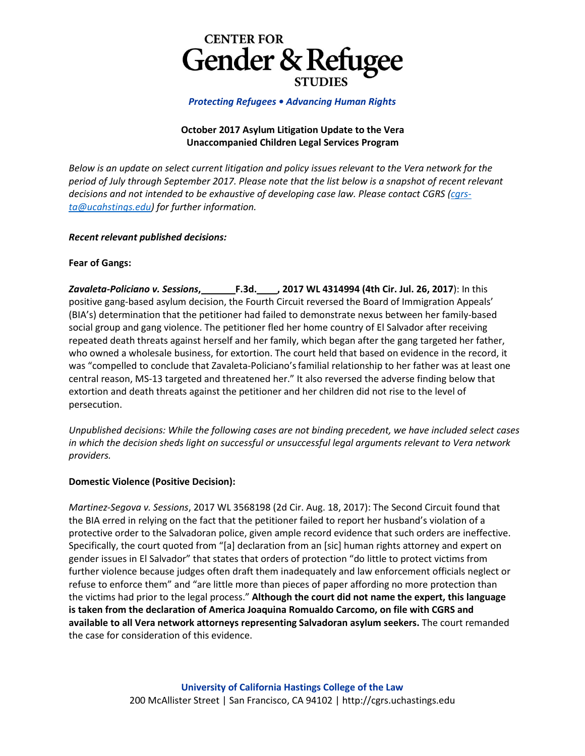# CENTER FOR Gender & Refugee STUDIES

*Protecting Refugees • Advancing Human Rights*

**October 2017 Asylum Litigation Update to the Vera Unaccompanied Children Legal Services Program**

*Below is an update on select current litigation and policy issues relevant to the Vera network for the period of July through September 2017. Please note that the list below is a snapshot of recent relevant decisions and not intended to be exhaustive of developing case law. Please contact CGRS ([cgrs-ta@ucahstings.edu](mailto:cgrs-ta@ucahstings.edu)) for further information.*

***Recent relevant published decisions:***

**Fear of Gangs:**

***Zavaleta-Policiano v. Sessions*, \_\_\_\_\_\_ F.3d. \_\_\_\_, 2017 WL 4314994 (4th Cir. Jul. 26, 2017)**: In this positive gang-based asylum decision, the Fourth Circuit reversed the Board of Immigration Appeals' (BIA's) determination that the petitioner had failed to demonstrate nexus between her family-based social group and gang violence. The petitioner fled her home country of El Salvador after receiving repeated death threats against herself and her family, which began after the gang targeted her father, who owned a wholesale business, for extortion. The court held that based on evidence in the record, it was "compelled to conclude that Zavaleta-Policiano's familial relationship to her father was at least one central reason, MS-13 targeted and threatened her." It also reversed the adverse finding below that extortion and death threats against the petitioner and her children did not rise to the level of persecution.

*Unpublished decisions: While the following cases are not binding precedent, we have included select cases in which the decision sheds light on successful or unsuccessful legal arguments relevant to Vera network providers.*

**Domestic Violence (Positive Decision):**

*Martinez-Segova v. Sessions*, 2017 WL 3568198 (2d Cir. Aug. 18, 2017): The Second Circuit found that the BIA erred in relying on the fact that the petitioner failed to report her husband's violation of a protective order to the Salvadoran police, given ample record evidence that such orders are ineffective. Specifically, the court quoted from "[a] declaration from an [sic] human rights attorney and expert on gender issues in El Salvador" that states that orders of protection "do little to protect victims from further violence because judges often draft them inadequately and law enforcement officials neglect or refuse to enforce them" and "are little more than pieces of paper affording no more protection than the victims had prior to the legal process." **Although the court did not name the expert, this language is taken from the declaration of America Joaquina Romualdo Carcomo, on file with CGRS and available to all Vera network attorneys representing Salvadoran asylum seekers.** The court remanded the case for consideration of this evidence.

University of California Hastings College of the Law
200 McAllister Street | San Francisco, CA 94102 | http://cgrs.uchastings.edu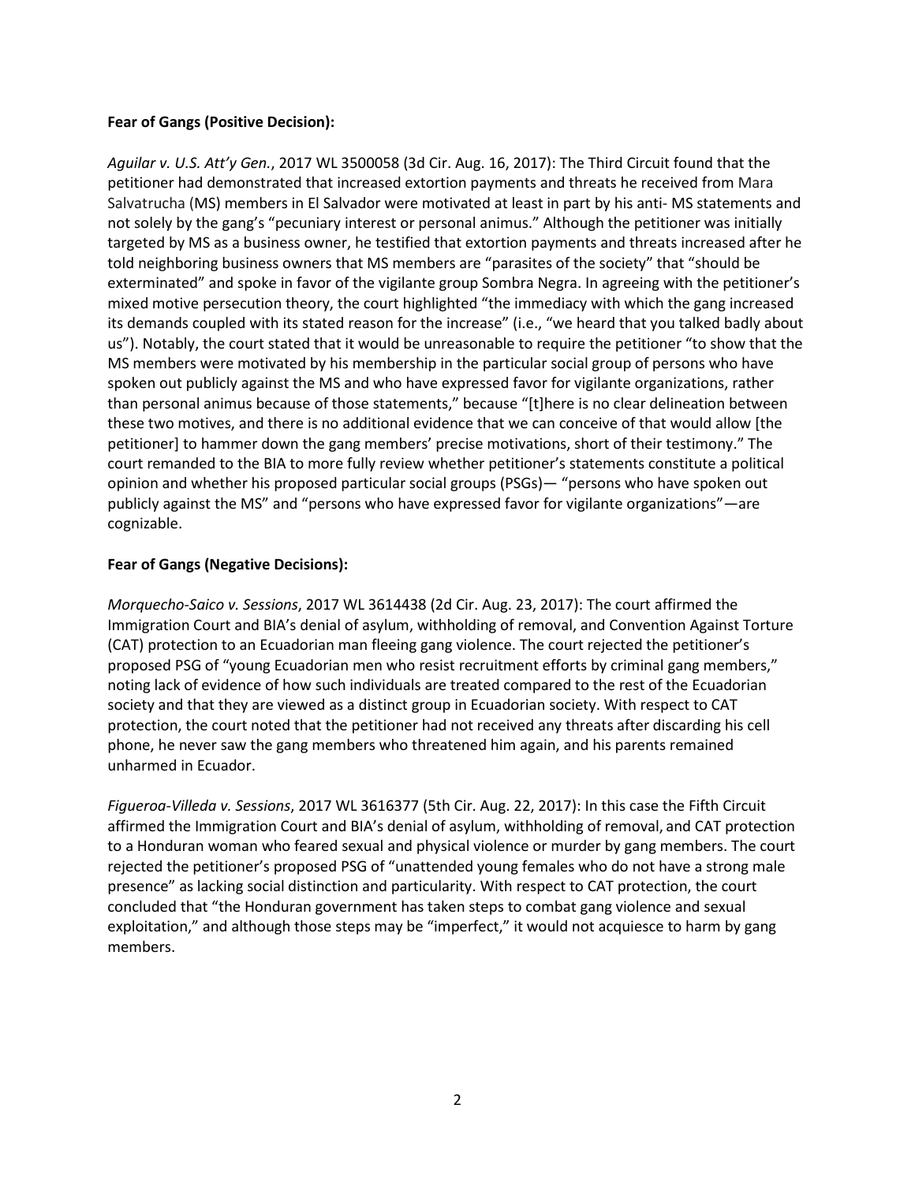**Fear of Gangs (Positive Decision):**

*Aguilar v. U.S. Att'y Gen.*, 2017 WL 3500058 (3d Cir. Aug. 16, 2017): The Third Circuit found that the petitioner had demonstrated that increased extortion payments and threats he received from Mara Salvatrucha (MS) members in El Salvador were motivated at least in part by his anti- MS statements and not solely by the gang's "pecuniary interest or personal animus." Although the petitioner was initially targeted by MS as a business owner, he testified that extortion payments and threats increased after he told neighboring business owners that MS members are "parasites of the society" that "should be exterminated" and spoke in favor of the vigilante group Sombra Negra. In agreeing with the petitioner's mixed motive persecution theory, the court highlighted "the immediacy with which the gang increased its demands coupled with its stated reason for the increase" (i.e., "we heard that you talked badly about us"). Notably, the court stated that it would be unreasonable to require the petitioner "to show that the MS members were motivated by his membership in the particular social group of persons who have spoken out publicly against the MS and who have expressed favor for vigilante organizations, rather than personal animus because of those statements," because "[t]here is no clear delineation between these two motives, and there is no additional evidence that we can conceive of that would allow [the petitioner] to hammer down the gang members' precise motivations, short of their testimony." The court remanded to the BIA to more fully review whether petitioner's statements constitute a political opinion and whether his proposed particular social groups (PSGs)— "persons who have spoken out publicly against the MS" and "persons who have expressed favor for vigilante organizations"—are cognizable.

**Fear of Gangs (Negative Decisions):**

*Morquecho-Saico v. Sessions*, 2017 WL 3614438 (2d Cir. Aug. 23, 2017): The court affirmed the Immigration Court and BIA's denial of asylum, withholding of removal, and Convention Against Torture (CAT) protection to an Ecuadorian man fleeing gang violence. The court rejected the petitioner's proposed PSG of "young Ecuadorian men who resist recruitment efforts by criminal gang members," noting lack of evidence of how such individuals are treated compared to the rest of the Ecuadorian society and that they are viewed as a distinct group in Ecuadorian society. With respect to CAT protection, the court noted that the petitioner had not received any threats after discarding his cell phone, he never saw the gang members who threatened him again, and his parents remained unharmed in Ecuador.

*Figueroa-Villeda v. Sessions*, 2017 WL 3616377 (5th Cir. Aug. 22, 2017): In this case the Fifth Circuit affirmed the Immigration Court and BIA's denial of asylum, withholding of removal, and CAT protection to a Honduran woman who feared sexual and physical violence or murder by gang members. The court rejected the petitioner's proposed PSG of "unattended young females who do not have a strong male presence" as lacking social distinction and particularity. With respect to CAT protection, the court concluded that "the Honduran government has taken steps to combat gang violence and sexual exploitation," and although those steps may be "imperfect," it would not acquiesce to harm by gang members.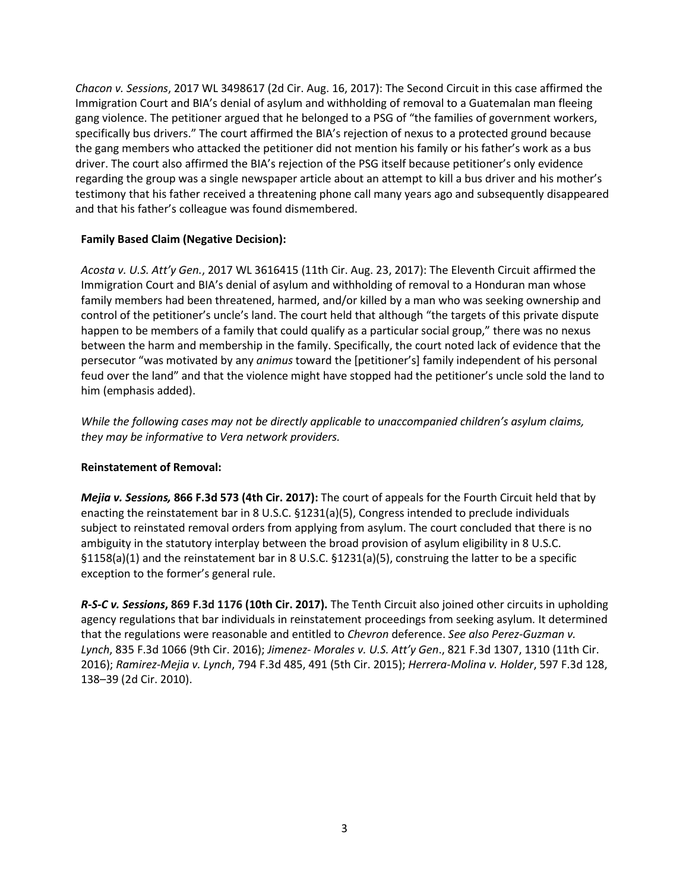*Chacon v. Sessions*, 2017 WL 3498617 (2d Cir. Aug. 16, 2017): The Second Circuit in this case affirmed the Immigration Court and BIA's denial of asylum and withholding of removal to a Guatemalan man fleeing gang violence. The petitioner argued that he belonged to a PSG of "the families of government workers, specifically bus drivers." The court affirmed the BIA's rejection of nexus to a protected ground because the gang members who attacked the petitioner did not mention his family or his father's work as a bus driver. The court also affirmed the BIA's rejection of the PSG itself because petitioner's only evidence regarding the group was a single newspaper article about an attempt to kill a bus driver and his mother's testimony that his father received a threatening phone call many years ago and subsequently disappeared and that his father's colleague was found dismembered.

**Family Based Claim (Negative Decision):**

*Acosta v. U.S. Att'y Gen.*, 2017 WL 3616415 (11th Cir. Aug. 23, 2017): The Eleventh Circuit affirmed the Immigration Court and BIA's denial of asylum and withholding of removal to a Honduran man whose family members had been threatened, harmed, and/or killed by a man who was seeking ownership and control of the petitioner's uncle's land. The court held that although "the targets of this private dispute happen to be members of a family that could qualify as a particular social group," there was no nexus between the harm and membership in the family. Specifically, the court noted lack of evidence that the persecutor "was motivated by any *animus* toward the [petitioner's] family independent of his personal feud over the land" and that the violence might have stopped had the petitioner's uncle sold the land to him (emphasis added).

*While the following cases may not be directly applicable to unaccompanied children's asylum claims, they may be informative to Vera network providers.*

**Reinstatement of Removal:**

***Mejia v. Sessions,* 866 F.3d 573 (4th Cir. 2017):** The court of appeals for the Fourth Circuit held that by enacting the reinstatement bar in 8 U.S.C. §1231(a)(5), Congress intended to preclude individuals subject to reinstated removal orders from applying from asylum. The court concluded that there is no ambiguity in the statutory interplay between the broad provision of asylum eligibility in 8 U.S.C. §1158(a)(1) and the reinstatement bar in 8 U.S.C. §1231(a)(5), construing the latter to be a specific exception to the former's general rule.

***R-S-C v. Sessions*, 869 F.3d 1176 (10th Cir. 2017).** The Tenth Circuit also joined other circuits in upholding agency regulations that bar individuals in reinstatement proceedings from seeking asylum. It determined that the regulations were reasonable and entitled to *Chevron* deference. *See also Perez-Guzman v. Lynch*, 835 F.3d 1066 (9th Cir. 2016); *Jimenez- Morales v. U.S. Att'y Gen*., 821 F.3d 1307, 1310 (11th Cir. 2016); *Ramirez-Mejia v. Lynch*, 794 F.3d 485, 491 (5th Cir. 2015); *Herrera-Molina v. Holder*, 597 F.3d 128, 138–39 (2d Cir. 2010).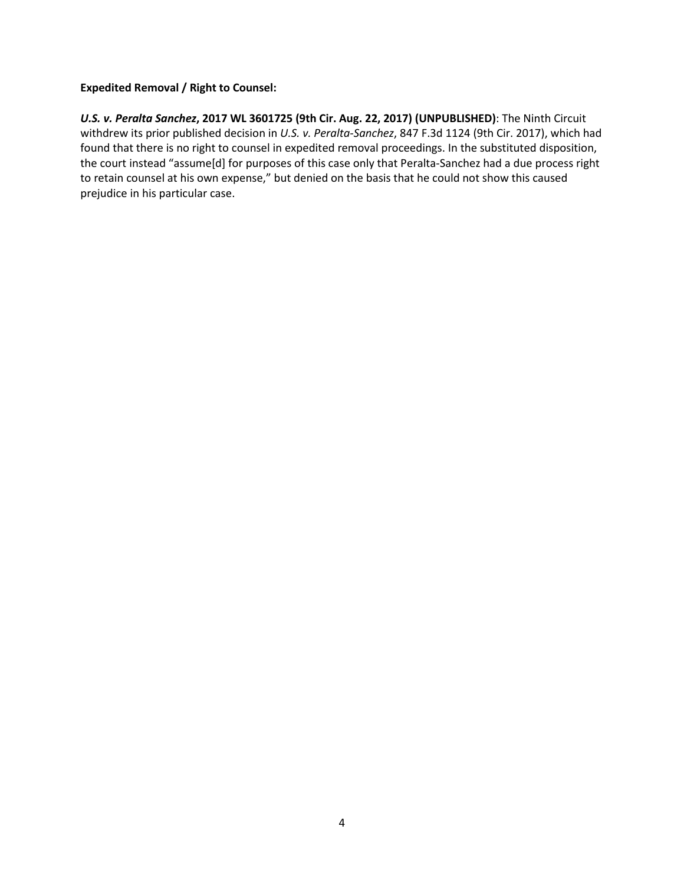**Expedited Removal / Right to Counsel:**

***U.S. v. Peralta Sanchez*, 2017 WL 3601725 (9th Cir. Aug. 22, 2017) (UNPUBLISHED)**: The Ninth Circuit withdrew its prior published decision in *U.S. v. Peralta-Sanchez*, 847 F.3d 1124 (9th Cir. 2017), which had found that there is no right to counsel in expedited removal proceedings. In the substituted disposition, the court instead "assume[d] for purposes of this case only that Peralta-Sanchez had a due process right to retain counsel at his own expense," but denied on the basis that he could not show this caused prejudice in his particular case.